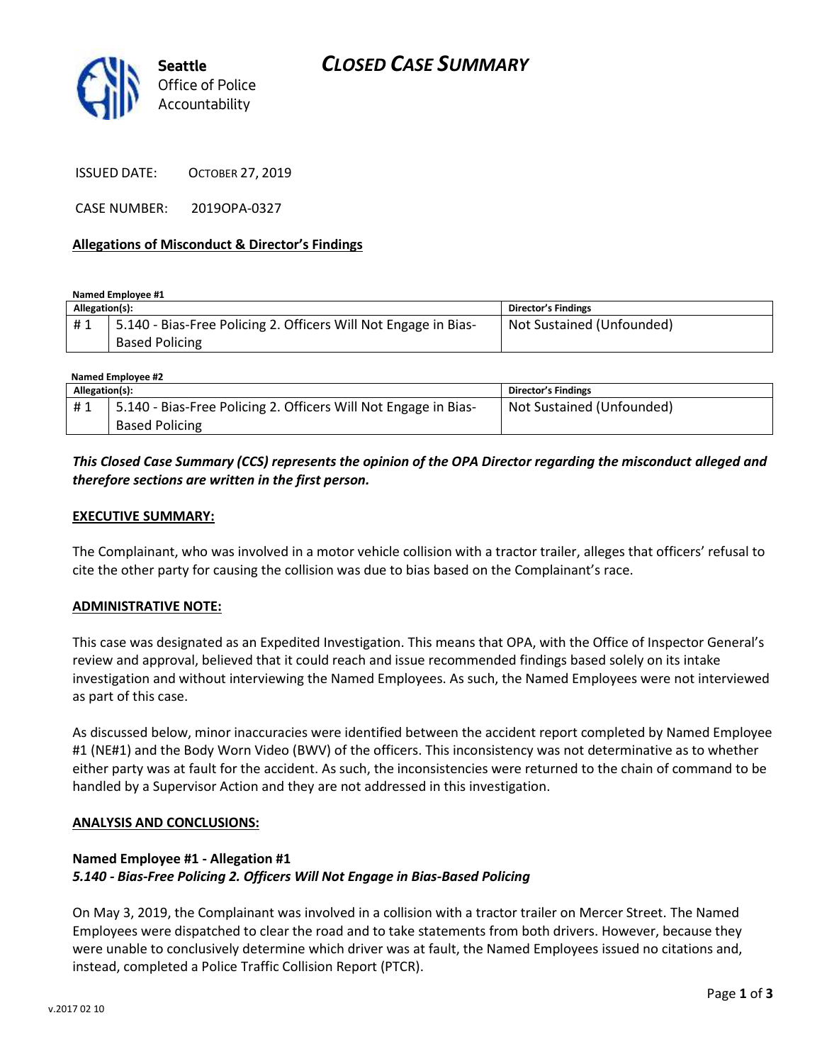**Seattle** Office of Police Accountability

# CLOSED CASE SUMMARY

ISSUED DATE: OCTOBER 27, 2019

CASE NUMBER: 2019OPA-0327

## Allegations of Misconduct & Director's Findings

**Named Employee #1**

| Allegation(s): | | Director's Findings |
|---|---|---|
| # 1 | 5.140 - Bias-Free Policing 2. Officers Will Not Engage in Bias-Based Policing | Not Sustained (Unfounded) |

**Named Employee #2**

| Allegation(s): | | Director's Findings |
|---|---|---|
| # 1 | 5.140 - Bias-Free Policing 2. Officers Will Not Engage in Bias-Based Policing | Not Sustained (Unfounded) |

***This Closed Case Summary (CCS) represents the opinion of the OPA Director regarding the misconduct alleged and therefore sections are written in the first person.***

## EXECUTIVE SUMMARY:

The Complainant, who was involved in a motor vehicle collision with a tractor trailer, alleges that officers' refusal to cite the other party for causing the collision was due to bias based on the Complainant's race.

## ADMINISTRATIVE NOTE:

This case was designated as an Expedited Investigation. This means that OPA, with the Office of Inspector General's review and approval, believed that it could reach and issue recommended findings based solely on its intake investigation and without interviewing the Named Employees. As such, the Named Employees were not interviewed as part of this case.

As discussed below, minor inaccuracies were identified between the accident report completed by Named Employee #1 (NE#1) and the Body Worn Video (BWV) of the officers. This inconsistency was not determinative as to whether either party was at fault for the accident. As such, the inconsistencies were returned to the chain of command to be handled by a Supervisor Action and they are not addressed in this investigation.

## ANALYSIS AND CONCLUSIONS:

### Named Employee #1 - Allegation #1
***5.140 - Bias-Free Policing 2. Officers Will Not Engage in Bias-Based Policing***

On May 3, 2019, the Complainant was involved in a collision with a tractor trailer on Mercer Street. The Named Employees were dispatched to clear the road and to take statements from both drivers. However, because they were unable to conclusively determine which driver was at fault, the Named Employees issued no citations and, instead, completed a Police Traffic Collision Report (PTCR).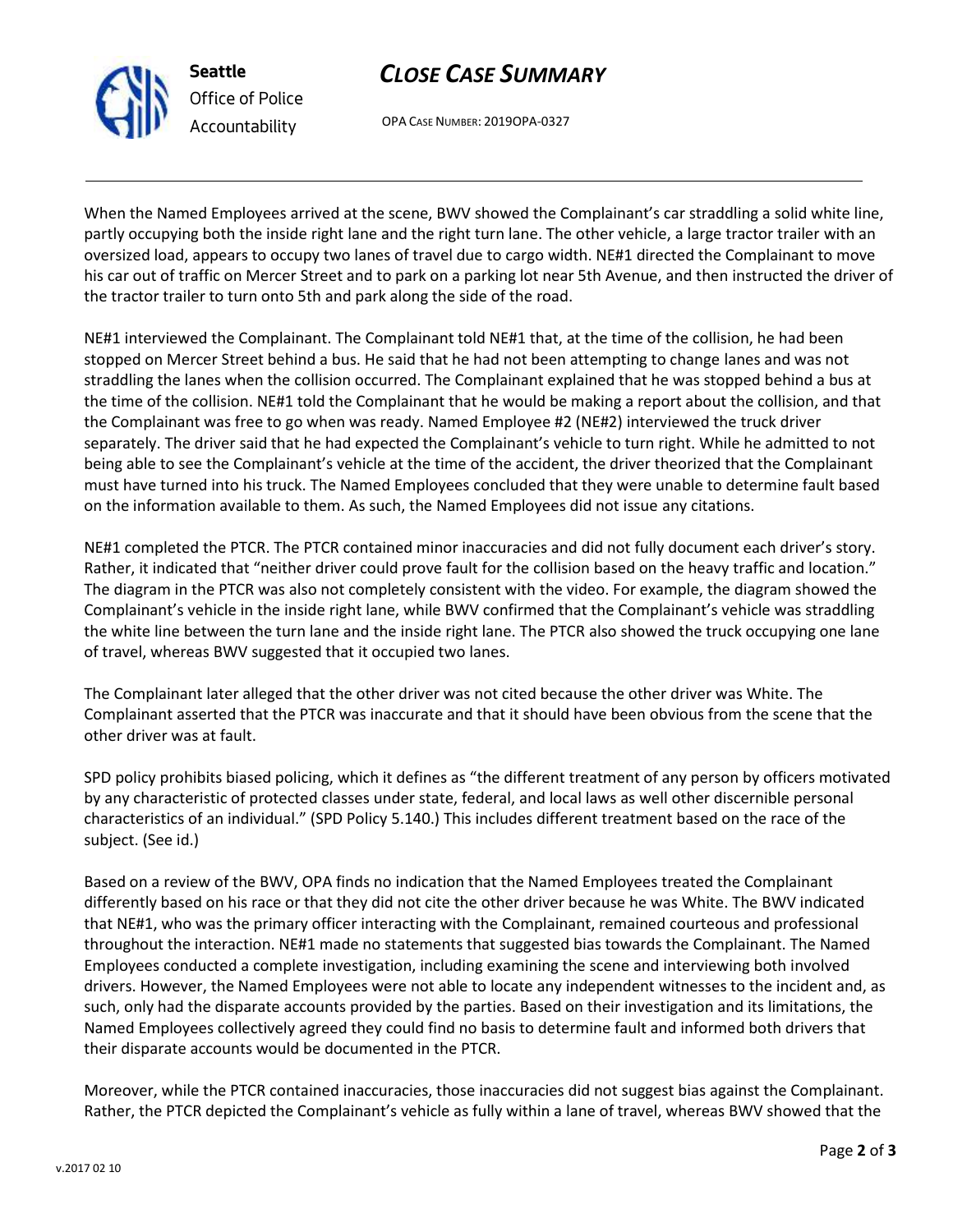When the Named Employees arrived at the scene, BWV showed the Complainant's car straddling a solid white line, partly occupying both the inside right lane and the right turn lane. The other vehicle, a large tractor trailer with an oversized load, appears to occupy two lanes of travel due to cargo width. NE#1 directed the Complainant to move his car out of traffic on Mercer Street and to park on a parking lot near 5th Avenue, and then instructed the driver of the tractor trailer to turn onto 5th and park along the side of the road.

NE#1 interviewed the Complainant. The Complainant told NE#1 that, at the time of the collision, he had been stopped on Mercer Street behind a bus. He said that he had not been attempting to change lanes and was not straddling the lanes when the collision occurred. The Complainant explained that he was stopped behind a bus at the time of the collision. NE#1 told the Complainant that he would be making a report about the collision, and that the Complainant was free to go when was ready. Named Employee #2 (NE#2) interviewed the truck driver separately. The driver said that he had expected the Complainant's vehicle to turn right. While he admitted to not being able to see the Complainant's vehicle at the time of the accident, the driver theorized that the Complainant must have turned into his truck. The Named Employees concluded that they were unable to determine fault based on the information available to them. As such, the Named Employees did not issue any citations.

NE#1 completed the PTCR. The PTCR contained minor inaccuracies and did not fully document each driver's story. Rather, it indicated that "neither driver could prove fault for the collision based on the heavy traffic and location." The diagram in the PTCR was also not completely consistent with the video. For example, the diagram showed the Complainant's vehicle in the inside right lane, while BWV confirmed that the Complainant's vehicle was straddling the white line between the turn lane and the inside right lane. The PTCR also showed the truck occupying one lane of travel, whereas BWV suggested that it occupied two lanes.

The Complainant later alleged that the other driver was not cited because the other driver was White. The Complainant asserted that the PTCR was inaccurate and that it should have been obvious from the scene that the other driver was at fault.

SPD policy prohibits biased policing, which it defines as "the different treatment of any person by officers motivated by any characteristic of protected classes under state, federal, and local laws as well other discernible personal characteristics of an individual." (SPD Policy 5.140.) This includes different treatment based on the race of the subject. (See id.)

Based on a review of the BWV, OPA finds no indication that the Named Employees treated the Complainant differently based on his race or that they did not cite the other driver because he was White. The BWV indicated that NE#1, who was the primary officer interacting with the Complainant, remained courteous and professional throughout the interaction. NE#1 made no statements that suggested bias towards the Complainant. The Named Employees conducted a complete investigation, including examining the scene and interviewing both involved drivers. However, the Named Employees were not able to locate any independent witnesses to the incident and, as such, only had the disparate accounts provided by the parties. Based on their investigation and its limitations, the Named Employees collectively agreed they could find no basis to determine fault and informed both drivers that their disparate accounts would be documented in the PTCR.

Moreover, while the PTCR contained inaccuracies, those inaccuracies did not suggest bias against the Complainant. Rather, the PTCR depicted the Complainant's vehicle as fully within a lane of travel, whereas BWV showed that the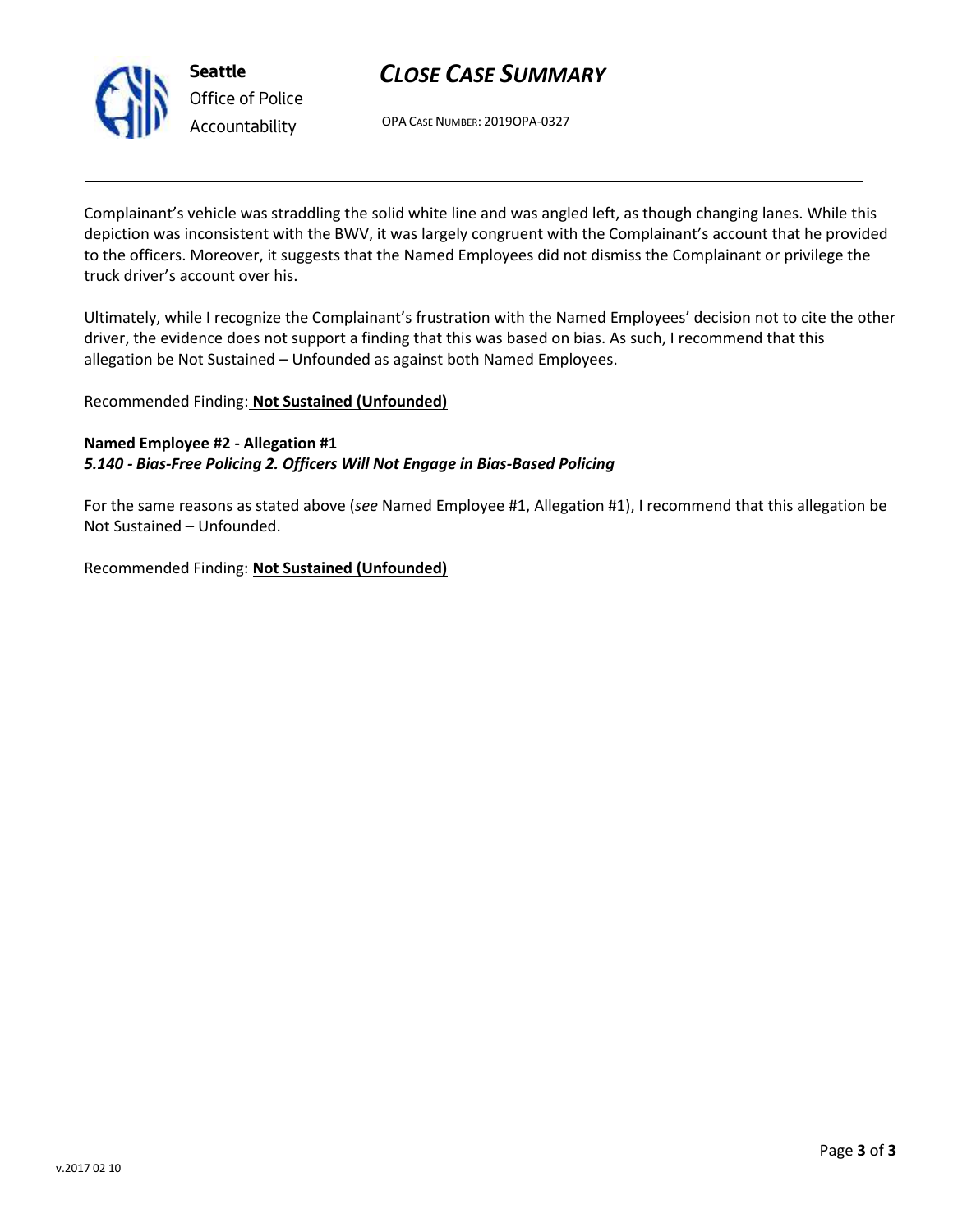Complainant's vehicle was straddling the solid white line and was angled left, as though changing lanes. While this depiction was inconsistent with the BWV, it was largely congruent with the Complainant's account that he provided to the officers. Moreover, it suggests that the Named Employees did not dismiss the Complainant or privilege the truck driver's account over his.

Ultimately, while I recognize the Complainant's frustration with the Named Employees' decision not to cite the other driver, the evidence does not support a finding that this was based on bias. As such, I recommend that this allegation be Not Sustained – Unfounded as against both Named Employees.

Recommended Finding: **Not Sustained (Unfounded)**

**Named Employee #2 - Allegation #1**
***5.140 - Bias-Free Policing 2. Officers Will Not Engage in Bias-Based Policing***

For the same reasons as stated above (*see* Named Employee #1, Allegation #1), I recommend that this allegation be Not Sustained – Unfounded.

Recommended Finding: **Not Sustained (Unfounded)**